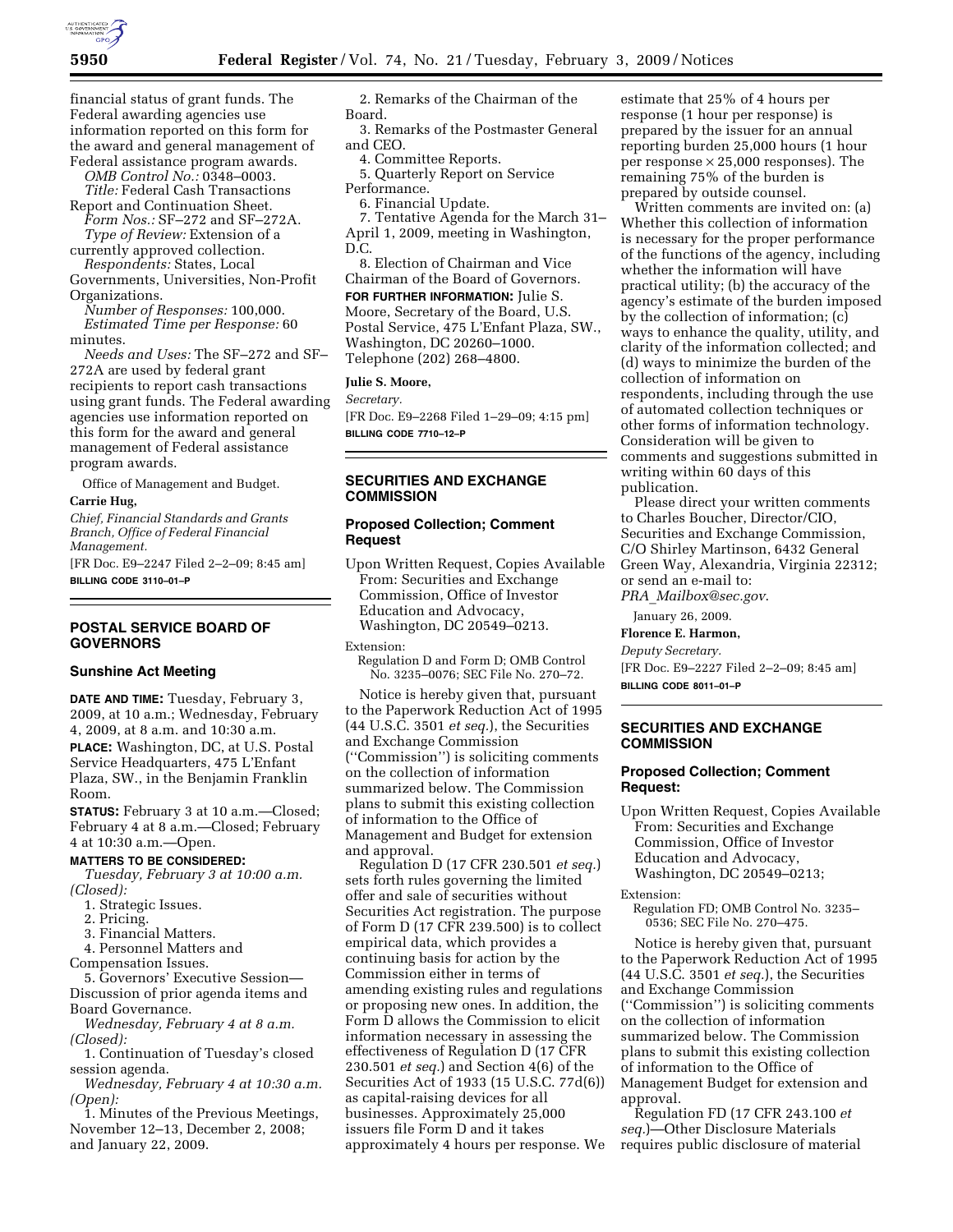financial status of grant funds. The Federal awarding agencies use information reported on this form for the award and general management of Federal assistance program awards.

*OMB Control No.:* 0348–0003.

*Title:* Federal Cash Transactions Report and Continuation Sheet.

*Form Nos.:* SF–272 and SF–272A.

*Type of Review:* Extension of a currently approved collection.

*Respondents:* States, Local Governments, Universities, Non-Profit Organizations.

*Number of Responses:* 100,000.

*Estimated Time per Response:* 60 minutes.

*Needs and Uses:* The SF–272 and SF–272A are used by federal grant recipients to report cash transactions using grant funds. The Federal awarding agencies use information reported on this form for the award and general management of Federal assistance program awards.

Office of Management and Budget.

**Carrie Hug,**

*Chief, Financial Standards and Grants Branch, Office of Federal Financial Management.*

[FR Doc. E9–2247 Filed 2–2–09; 8:45 am]

**BILLING CODE 3110–01–P**

## POSTAL SERVICE BOARD OF GOVERNORS

### Sunshine Act Meeting

**DATE AND TIME:** Tuesday, February 3, 2009, at 10 a.m.; Wednesday, February 4, 2009, at 8 a.m. and 10:30 a.m.

**PLACE:** Washington, DC, at U.S. Postal Service Headquarters, 475 L'Enfant Plaza, SW., in the Benjamin Franklin Room.

**STATUS:** February 3 at 10 a.m.—Closed; February 4 at 8 a.m.—Closed; February 4 at 10:30 a.m.—Open.

**MATTERS TO BE CONSIDERED:**

*Tuesday, February 3 at 10:00 a.m. (Closed):*

1. Strategic Issues.
2. Pricing.
3. Financial Matters.
4. Personnel Matters and Compensation Issues.
5. Governors' Executive Session—Discussion of prior agenda items and Board Governance.

*Wednesday, February 4 at 8 a.m. (Closed):*

1. Continuation of Tuesday's closed session agenda.

*Wednesday, February 4 at 10:30 a.m. (Open):*

1. Minutes of the Previous Meetings, November 12–13, December 2, 2008; and January 22, 2009.
2. Remarks of the Chairman of the Board.
3. Remarks of the Postmaster General and CEO.
4. Committee Reports.
5. Quarterly Report on Service Performance.
6. Financial Update.
7. Tentative Agenda for the March 31–April 1, 2009, meeting in Washington, D.C.
8. Election of Chairman and Vice Chairman of the Board of Governors.

**FOR FURTHER INFORMATION:** Julie S. Moore, Secretary of the Board, U.S. Postal Service, 475 L'Enfant Plaza, SW., Washington, DC 20260–1000. Telephone (202) 268–4800.

**Julie S. Moore,**

*Secretary.*

[FR Doc. E9–2268 Filed 1–29–09; 4:15 pm]

**BILLING CODE 7710–12–P**

## SECURITIES AND EXCHANGE COMMISSION

### Proposed Collection; Comment Request

Upon Written Request, Copies Available From: Securities and Exchange Commission, Office of Investor Education and Advocacy, Washington, DC 20549–0213.

Extension:

Regulation D and Form D; OMB Control No. 3235–0076; SEC File No. 270–72.

Notice is hereby given that, pursuant to the Paperwork Reduction Act of 1995 (44 U.S.C. 3501 *et seq.*), the Securities and Exchange Commission (''Commission'') is soliciting comments on the collection of information summarized below. The Commission plans to submit this existing collection of information to the Office of Management and Budget for extension and approval.

Regulation D (17 CFR 230.501 *et seq.*) sets forth rules governing the limited offer and sale of securities without Securities Act registration. The purpose of Form D (17 CFR 239.500) is to collect empirical data, which provides a continuing basis for action by the Commission either in terms of amending existing rules and regulations or proposing new ones. In addition, the Form D allows the Commission to elicit information necessary in assessing the effectiveness of Regulation D (17 CFR 230.501 *et seq.*) and Section 4(6) of the Securities Act of 1933 (15 U.S.C. 77d(6)) as capital-raising devices for all businesses. Approximately 25,000 issuers file Form D and it takes approximately 4 hours per response. We estimate that 25% of 4 hours per response (1 hour per response) is prepared by the issuer for an annual reporting burden 25,000 hours (1 hour per response × 25,000 responses). The remaining 75% of the burden is prepared by outside counsel.

Written comments are invited on: (a) Whether this collection of information is necessary for the proper performance of the functions of the agency, including whether the information will have practical utility; (b) the accuracy of the agency's estimate of the burden imposed by the collection of information; (c) ways to enhance the quality, utility, and clarity of the information collected; and (d) ways to minimize the burden of the collection of information on respondents, including through the use of automated collection techniques or other forms of information technology. Consideration will be given to comments and suggestions submitted in writing within 60 days of this publication.

Please direct your written comments to Charles Boucher, Director/CIO, Securities and Exchange Commission, C/O Shirley Martinson, 6432 General Green Way, Alexandria, Virginia 22312; or send an e-mail to: *PRA_Mailbox@sec.gov.*

January 26, 2009.

**Florence E. Harmon,**

*Deputy Secretary.*

[FR Doc. E9–2227 Filed 2–2–09; 8:45 am]

**BILLING CODE 8011–01–P**

## SECURITIES AND EXCHANGE COMMISSION

### Proposed Collection; Comment Request:

Upon Written Request, Copies Available From: Securities and Exchange Commission, Office of Investor Education and Advocacy, Washington, DC 20549–0213;

Extension:

Regulation FD; OMB Control No. 3235–0536; SEC File No. 270–475.

Notice is hereby given that, pursuant to the Paperwork Reduction Act of 1995 (44 U.S.C. 3501 *et seq.*), the Securities and Exchange Commission (''Commission'') is soliciting comments on the collection of information summarized below. The Commission plans to submit this existing collection of information to the Office of Management Budget for extension and approval.

Regulation FD (17 CFR 243.100 *et seq.*)—Other Disclosure Materials requires public disclosure of material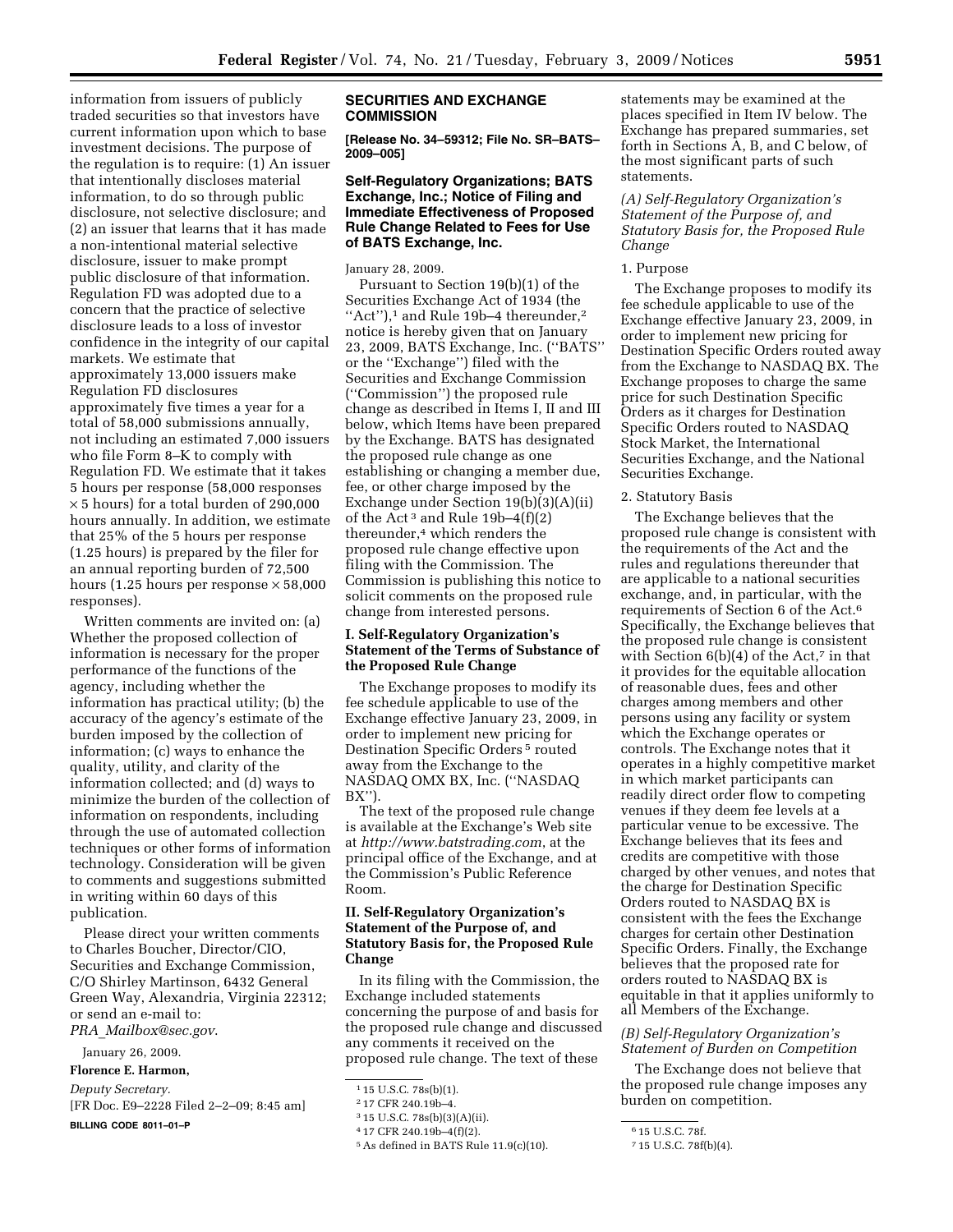information from issuers of publicly traded securities so that investors have current information upon which to base investment decisions. The purpose of the regulation is to require: (1) An issuer that intentionally discloses material information, to do so through public disclosure, not selective disclosure; and (2) an issuer that learns that it has made a non-intentional material selective disclosure, issuer to make prompt public disclosure of that information. Regulation FD was adopted due to a concern that the practice of selective disclosure leads to a loss of investor confidence in the integrity of our capital markets. We estimate that approximately 13,000 issuers make Regulation FD disclosures approximately five times a year for a total of 58,000 submissions annually, not including an estimated 7,000 issuers who file Form 8–K to comply with Regulation FD. We estimate that it takes 5 hours per response (58,000 responses $\times$ 5 hours) for a total burden of 290,000 hours annually. In addition, we estimate that 25% of the 5 hours per response (1.25 hours) is prepared by the filer for an annual reporting burden of 72,500 hours (1.25 hours per response $\times$ 58,000 responses).

Written comments are invited on: (a) Whether the proposed collection of information is necessary for the proper performance of the functions of the agency, including whether the information has practical utility; (b) the accuracy of the agency's estimate of the burden imposed by the collection of information; (c) ways to enhance the quality, utility, and clarity of the information collected; and (d) ways to minimize the burden of the collection of information on respondents, including through the use of automated collection techniques or other forms of information technology. Consideration will be given to comments and suggestions submitted in writing within 60 days of this publication.

Please direct your written comments to Charles Boucher, Director/CIO, Securities and Exchange Commission, C/O Shirley Martinson, 6432 General Green Way, Alexandria, Virginia 22312; or send an e-mail to: *PRA_Mailbox@sec.gov*.

January 26, 2009.

**Florence E. Harmon,**

*Deputy Secretary.*

[FR Doc. E9–2228 Filed 2–2–09; 8:45 am]

**BILLING CODE 8011–01–P**

## SECURITIES AND EXCHANGE COMMISSION

**[Release No. 34–59312; File No. SR–BATS–2009–005]**

## Self-Regulatory Organizations; BATS Exchange, Inc.; Notice of Filing and Immediate Effectiveness of Proposed Rule Change Related to Fees for Use of BATS Exchange, Inc.

January 28, 2009.

Pursuant to Section 19(b)(1) of the Securities Exchange Act of 1934 (the "Act"),[1] and Rule 19b–4 thereunder,[2] notice is hereby given that on January 23, 2009, BATS Exchange, Inc. ("BATS" or the "Exchange") filed with the Securities and Exchange Commission ("Commission") the proposed rule change as described in Items I, II and III below, which Items have been prepared by the Exchange. BATS has designated the proposed rule change as one establishing or changing a member due, fee, or other charge imposed by the Exchange under Section 19(b)(3)(A)(ii) of the Act [3] and Rule 19b–4(f)(2) thereunder,[4] which renders the proposed rule change effective upon filing with the Commission. The Commission is publishing this notice to solicit comments on the proposed rule change from interested persons.

### I. Self-Regulatory Organization's Statement of the Terms of Substance of the Proposed Rule Change

The Exchange proposes to modify its fee schedule applicable to use of the Exchange effective January 23, 2009, in order to implement new pricing for Destination Specific Orders [5] routed away from the Exchange to the NASDAQ OMX BX, Inc. ("NASDAQ BX").

The text of the proposed rule change is available at the Exchange's Web site at *http://www.batstrading.com*, at the principal office of the Exchange, and at the Commission's Public Reference Room.

### II. Self-Regulatory Organization's Statement of the Purpose of, and Statutory Basis for, the Proposed Rule Change

In its filing with the Commission, the Exchange included statements concerning the purpose of and basis for the proposed rule change and discussed any comments it received on the proposed rule change. The text of these statements may be examined at the places specified in Item IV below. The Exchange has prepared summaries, set forth in Sections A, B, and C below, of the most significant parts of such statements.

*(A) Self-Regulatory Organization's Statement of the Purpose of, and Statutory Basis for, the Proposed Rule Change*

1. Purpose

The Exchange proposes to modify its fee schedule applicable to use of the Exchange effective January 23, 2009, in order to implement new pricing for Destination Specific Orders routed away from the Exchange to NASDAQ BX. The Exchange proposes to charge the same price for such Destination Specific Orders as it charges for Destination Specific Orders routed to NASDAQ Stock Market, the International Securities Exchange, and the National Securities Exchange.

2. Statutory Basis

The Exchange believes that the proposed rule change is consistent with the requirements of the Act and the rules and regulations thereunder that are applicable to a national securities exchange, and, in particular, with the requirements of Section 6 of the Act.[6] Specifically, the Exchange believes that the proposed rule change is consistent with Section 6(b)(4) of the Act,[7] in that it provides for the equitable allocation of reasonable dues, fees and other charges among members and other persons using any facility or system which the Exchange operates or controls. The Exchange notes that it operates in a highly competitive market in which market participants can readily direct order flow to competing venues if they deem fee levels at a particular venue to be excessive. The Exchange believes that its fees and credits are competitive with those charged by other venues, and notes that the charge for Destination Specific Orders routed to NASDAQ BX is consistent with the fees the Exchange charges for certain other Destination Specific Orders. Finally, the Exchange believes that the proposed rate for orders routed to NASDAQ BX is equitable in that it applies uniformly to all Members of the Exchange.

*(B) Self-Regulatory Organization's Statement of Burden on Competition*

The Exchange does not believe that the proposed rule change imposes any burden on competition.

[1] 15 U.S.C. 78s(b)(1).

[2] 17 CFR 240.19b–4.

[3] 15 U.S.C. 78s(b)(3)(A)(ii).

[4] 17 CFR 240.19b–4(f)(2).

[5] As defined in BATS Rule 11.9(c)(10).

[6] 15 U.S.C. 78f.

[7] 15 U.S.C. 78f(b)(4).